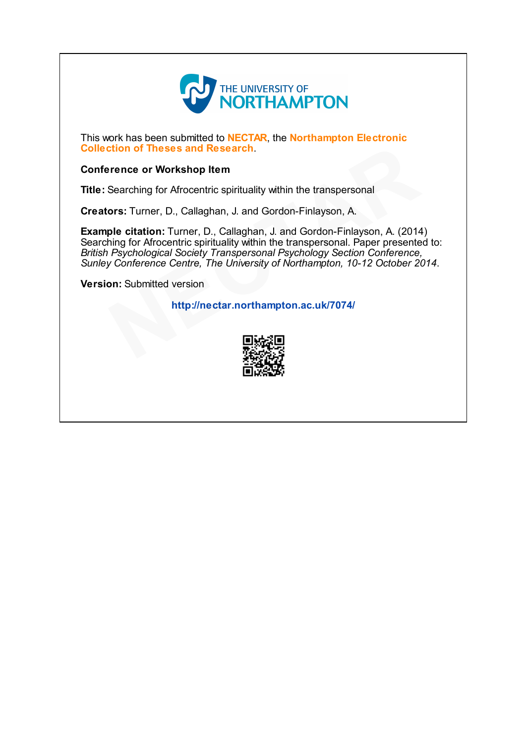THE UNIVERSITY OF NORTHAMPTON

This work has been submitted to **NECTAR**, the **Northampton Electronic Collection of Theses and Research**.

**Conference or Workshop Item**

**Title:** Searching for Afrocentric spirituality within the transpersonal

**Creators:** Turner, D., Callaghan, J. and Gordon-Finlayson, A.

**Example citation:** Turner, D., Callaghan, J. and Gordon-Finlayson, A. (2014) Searching for Afrocentric spirituality within the transpersonal. Paper presented to: *British Psychological Society Transpersonal Psychology Section Conference, Sunley Conference Centre, The University of Northampton, 10-12 October 2014*.

**Version:** Submitted version

**http://nectar.northampton.ac.uk/7074/**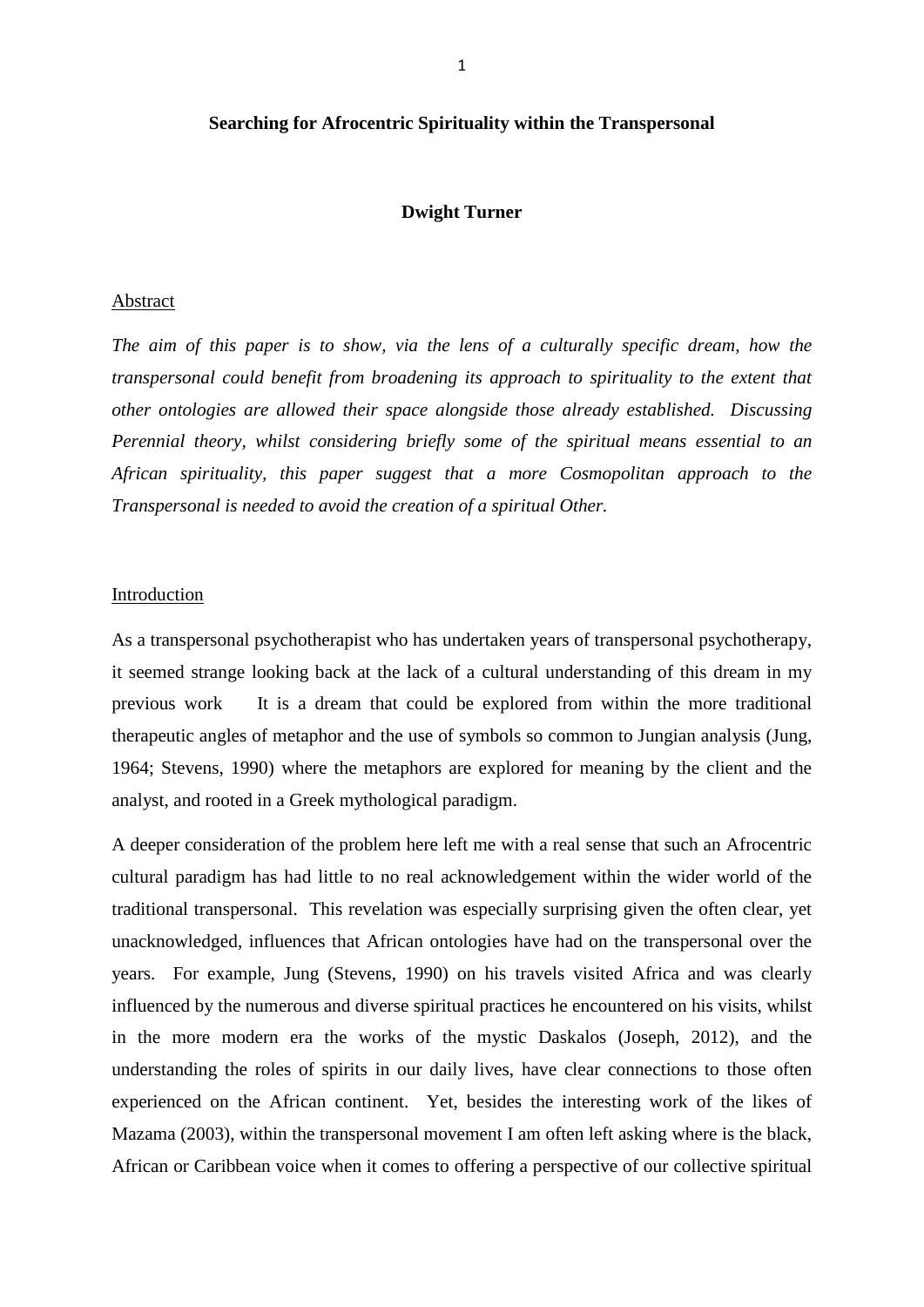**Searching for Afrocentric Spirituality within the Transpersonal**

**Dwight Turner**

Abstract

*The aim of this paper is to show, via the lens of a culturally specific dream, how the transpersonal could benefit from broadening its approach to spirituality to the extent that other ontologies are allowed their space alongside those already established. Discussing Perennial theory, whilst considering briefly some of the spiritual means essential to an African spirituality, this paper suggest that a more Cosmopolitan approach to the Transpersonal is needed to avoid the creation of a spiritual Other.*

Introduction

As a transpersonal psychotherapist who has undertaken years of transpersonal psychotherapy, it seemed strange looking back at the lack of a cultural understanding of this dream in my previous work It is a dream that could be explored from within the more traditional therapeutic angles of metaphor and the use of symbols so common to Jungian analysis (Jung, 1964; Stevens, 1990) where the metaphors are explored for meaning by the client and the analyst, and rooted in a Greek mythological paradigm.

A deeper consideration of the problem here left me with a real sense that such an Afrocentric cultural paradigm has had little to no real acknowledgement within the wider world of the traditional transpersonal. This revelation was especially surprising given the often clear, yet unacknowledged, influences that African ontologies have had on the transpersonal over the years. For example, Jung (Stevens, 1990) on his travels visited Africa and was clearly influenced by the numerous and diverse spiritual practices he encountered on his visits, whilst in the more modern era the works of the mystic Daskalos (Joseph, 2012), and the understanding the roles of spirits in our daily lives, have clear connections to those often experienced on the African continent. Yet, besides the interesting work of the likes of Mazama (2003), within the transpersonal movement I am often left asking where is the black, African or Caribbean voice when it comes to offering a perspective of our collective spiritual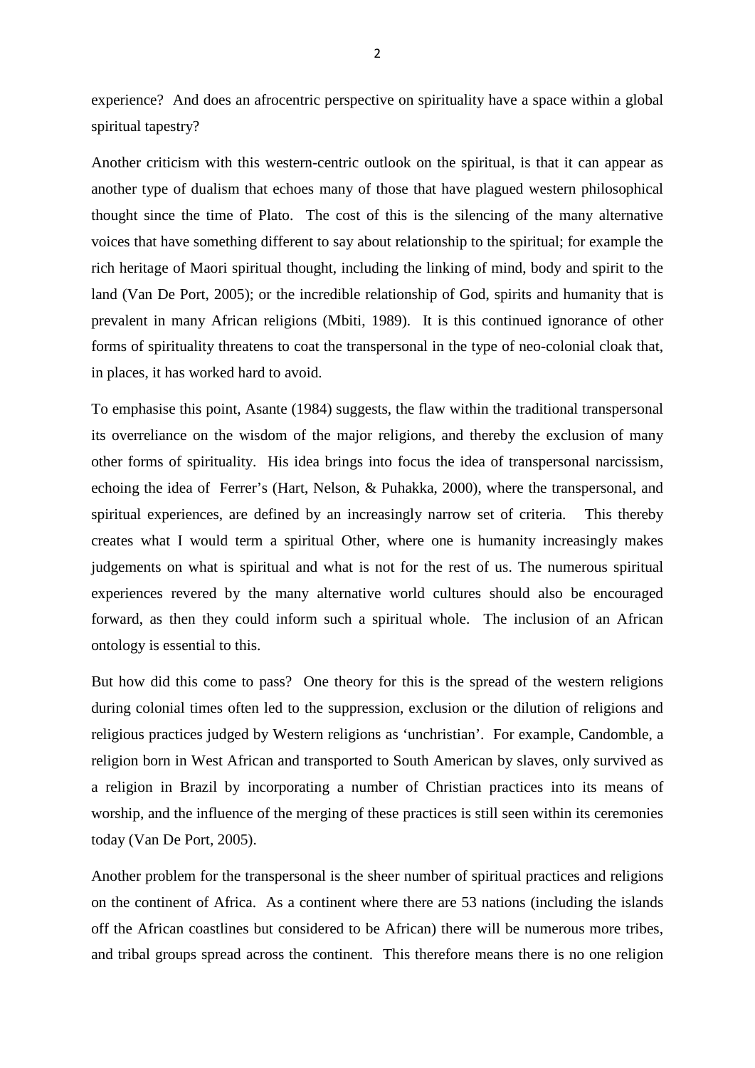experience? And does an afrocentric perspective on spirituality have a space within a global spiritual tapestry?

Another criticism with this western-centric outlook on the spiritual, is that it can appear as another type of dualism that echoes many of those that have plagued western philosophical thought since the time of Plato. The cost of this is the silencing of the many alternative voices that have something different to say about relationship to the spiritual; for example the rich heritage of Maori spiritual thought, including the linking of mind, body and spirit to the land (Van De Port, 2005); or the incredible relationship of God, spirits and humanity that is prevalent in many African religions (Mbiti, 1989). It is this continued ignorance of other forms of spirituality threatens to coat the transpersonal in the type of neo-colonial cloak that, in places, it has worked hard to avoid.

To emphasise this point, Asante (1984) suggests, the flaw within the traditional transpersonal its overreliance on the wisdom of the major religions, and thereby the exclusion of many other forms of spirituality. His idea brings into focus the idea of transpersonal narcissism, echoing the idea of Ferrer's (Hart, Nelson, & Puhakka, 2000), where the transpersonal, and spiritual experiences, are defined by an increasingly narrow set of criteria. This thereby creates what I would term a spiritual Other, where one is humanity increasingly makes judgements on what is spiritual and what is not for the rest of us. The numerous spiritual experiences revered by the many alternative world cultures should also be encouraged forward, as then they could inform such a spiritual whole. The inclusion of an African ontology is essential to this.

But how did this come to pass? One theory for this is the spread of the western religions during colonial times often led to the suppression, exclusion or the dilution of religions and religious practices judged by Western religions as 'unchristian'. For example, Candomble, a religion born in West African and transported to South American by slaves, only survived as a religion in Brazil by incorporating a number of Christian practices into its means of worship, and the influence of the merging of these practices is still seen within its ceremonies today (Van De Port, 2005).

Another problem for the transpersonal is the sheer number of spiritual practices and religions on the continent of Africa. As a continent where there are 53 nations (including the islands off the African coastlines but considered to be African) there will be numerous more tribes, and tribal groups spread across the continent. This therefore means there is no one religion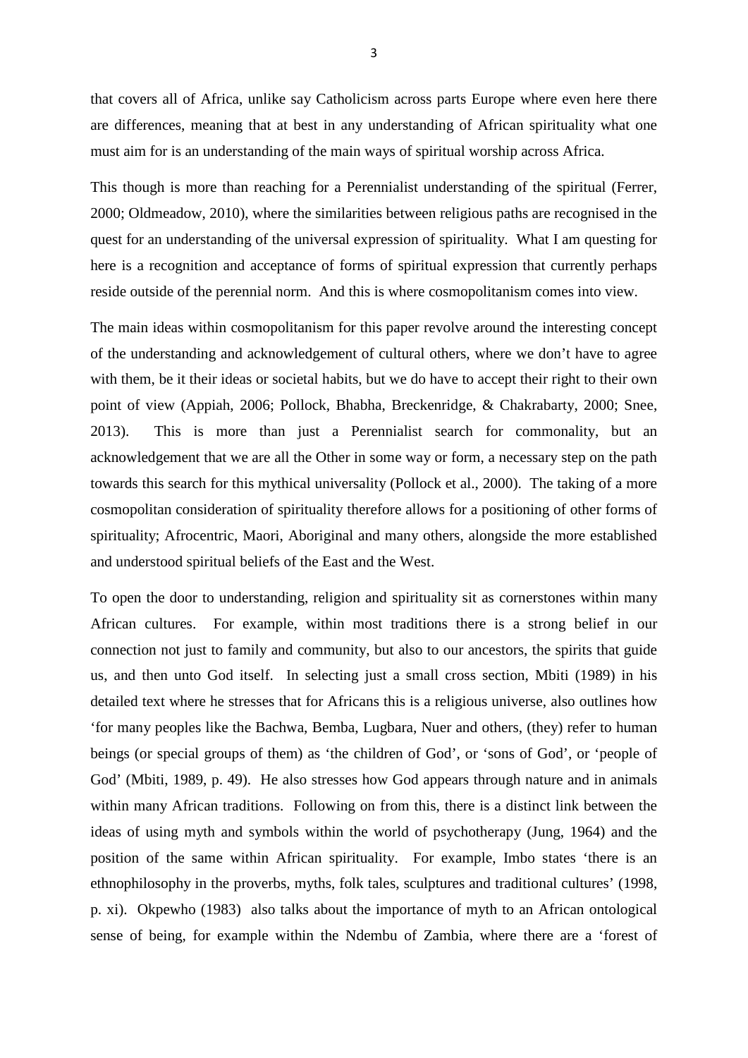that covers all of Africa, unlike say Catholicism across parts Europe where even here there are differences, meaning that at best in any understanding of African spirituality what one must aim for is an understanding of the main ways of spiritual worship across Africa.

This though is more than reaching for a Perennialist understanding of the spiritual (Ferrer, 2000; Oldmeadow, 2010), where the similarities between religious paths are recognised in the quest for an understanding of the universal expression of spirituality. What I am questing for here is a recognition and acceptance of forms of spiritual expression that currently perhaps reside outside of the perennial norm. And this is where cosmopolitanism comes into view.

The main ideas within cosmopolitanism for this paper revolve around the interesting concept of the understanding and acknowledgement of cultural others, where we don't have to agree with them, be it their ideas or societal habits, but we do have to accept their right to their own point of view (Appiah, 2006; Pollock, Bhabha, Breckenridge, & Chakrabarty, 2000; Snee, 2013). This is more than just a Perennialist search for commonality, but an acknowledgement that we are all the Other in some way or form, a necessary step on the path towards this search for this mythical universality (Pollock et al., 2000). The taking of a more cosmopolitan consideration of spirituality therefore allows for a positioning of other forms of spirituality; Afrocentric, Maori, Aboriginal and many others, alongside the more established and understood spiritual beliefs of the East and the West.

To open the door to understanding, religion and spirituality sit as cornerstones within many African cultures. For example, within most traditions there is a strong belief in our connection not just to family and community, but also to our ancestors, the spirits that guide us, and then unto God itself. In selecting just a small cross section, Mbiti (1989) in his detailed text where he stresses that for Africans this is a religious universe, also outlines how 'for many peoples like the Bachwa, Bemba, Lugbara, Nuer and others, (they) refer to human beings (or special groups of them) as 'the children of God', or 'sons of God', or 'people of God' (Mbiti, 1989, p. 49). He also stresses how God appears through nature and in animals within many African traditions. Following on from this, there is a distinct link between the ideas of using myth and symbols within the world of psychotherapy (Jung, 1964) and the position of the same within African spirituality. For example, Imbo states 'there is an ethnophilosophy in the proverbs, myths, folk tales, sculptures and traditional cultures' (1998, p. xi). Okpewho (1983) also talks about the importance of myth to an African ontological sense of being, for example within the Ndembu of Zambia, where there are a 'forest of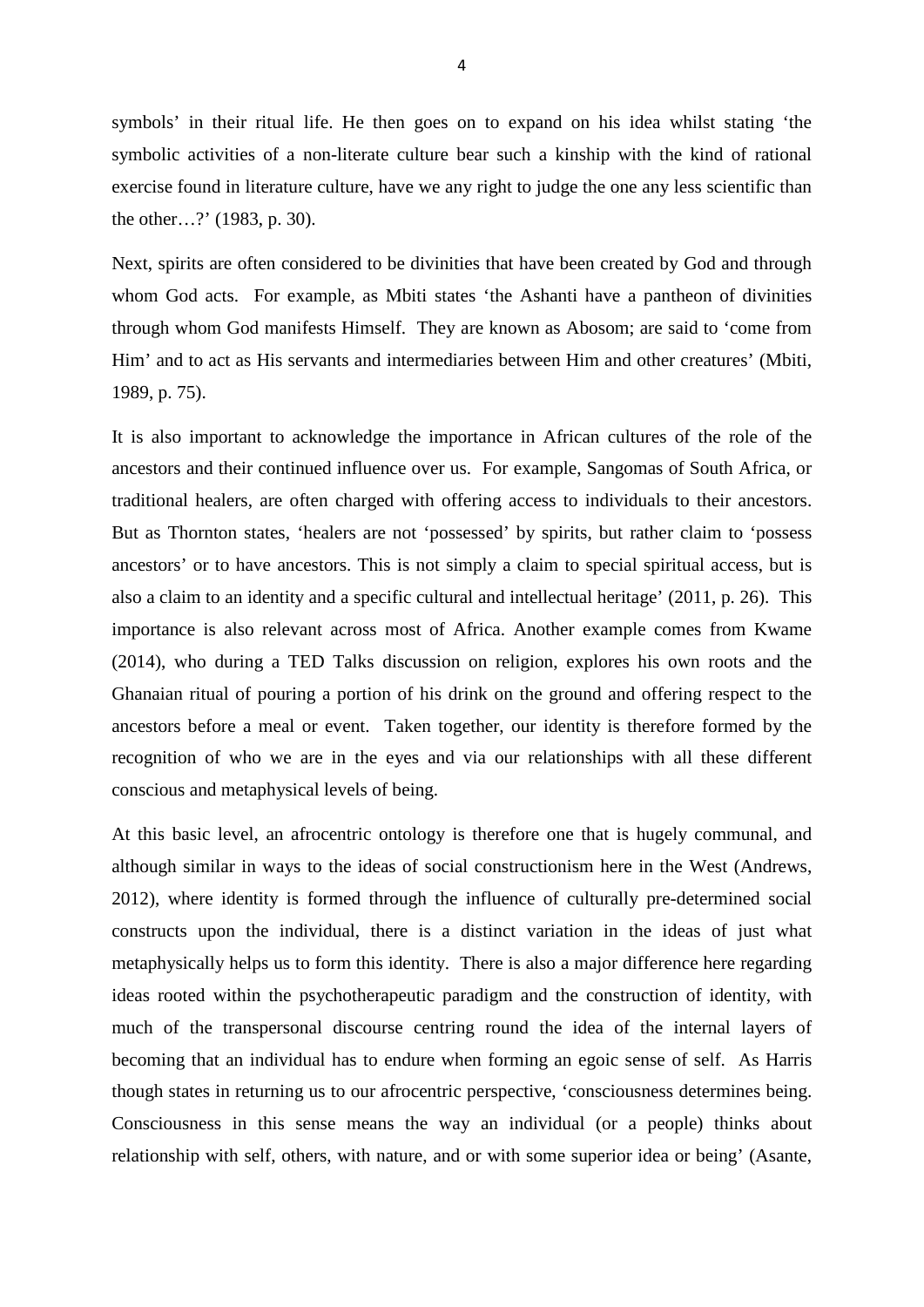symbols' in their ritual life. He then goes on to expand on his idea whilst stating 'the symbolic activities of a non-literate culture bear such a kinship with the kind of rational exercise found in literature culture, have we any right to judge the one any less scientific than the other…?' (1983, p. 30).

Next, spirits are often considered to be divinities that have been created by God and through whom God acts. For example, as Mbiti states 'the Ashanti have a pantheon of divinities through whom God manifests Himself. They are known as Abosom; are said to 'come from Him' and to act as His servants and intermediaries between Him and other creatures' (Mbiti, 1989, p. 75).

It is also important to acknowledge the importance in African cultures of the role of the ancestors and their continued influence over us. For example, Sangomas of South Africa, or traditional healers, are often charged with offering access to individuals to their ancestors. But as Thornton states, 'healers are not 'possessed' by spirits, but rather claim to 'possess ancestors' or to have ancestors. This is not simply a claim to special spiritual access, but is also a claim to an identity and a specific cultural and intellectual heritage' (2011, p. 26). This importance is also relevant across most of Africa. Another example comes from Kwame (2014), who during a TED Talks discussion on religion, explores his own roots and the Ghanaian ritual of pouring a portion of his drink on the ground and offering respect to the ancestors before a meal or event. Taken together, our identity is therefore formed by the recognition of who we are in the eyes and via our relationships with all these different conscious and metaphysical levels of being.

At this basic level, an afrocentric ontology is therefore one that is hugely communal, and although similar in ways to the ideas of social constructionism here in the West (Andrews, 2012), where identity is formed through the influence of culturally pre-determined social constructs upon the individual, there is a distinct variation in the ideas of just what metaphysically helps us to form this identity. There is also a major difference here regarding ideas rooted within the psychotherapeutic paradigm and the construction of identity, with much of the transpersonal discourse centring round the idea of the internal layers of becoming that an individual has to endure when forming an egoic sense of self. As Harris though states in returning us to our afrocentric perspective, 'consciousness determines being. Consciousness in this sense means the way an individual (or a people) thinks about relationship with self, others, with nature, and or with some superior idea or being' (Asante,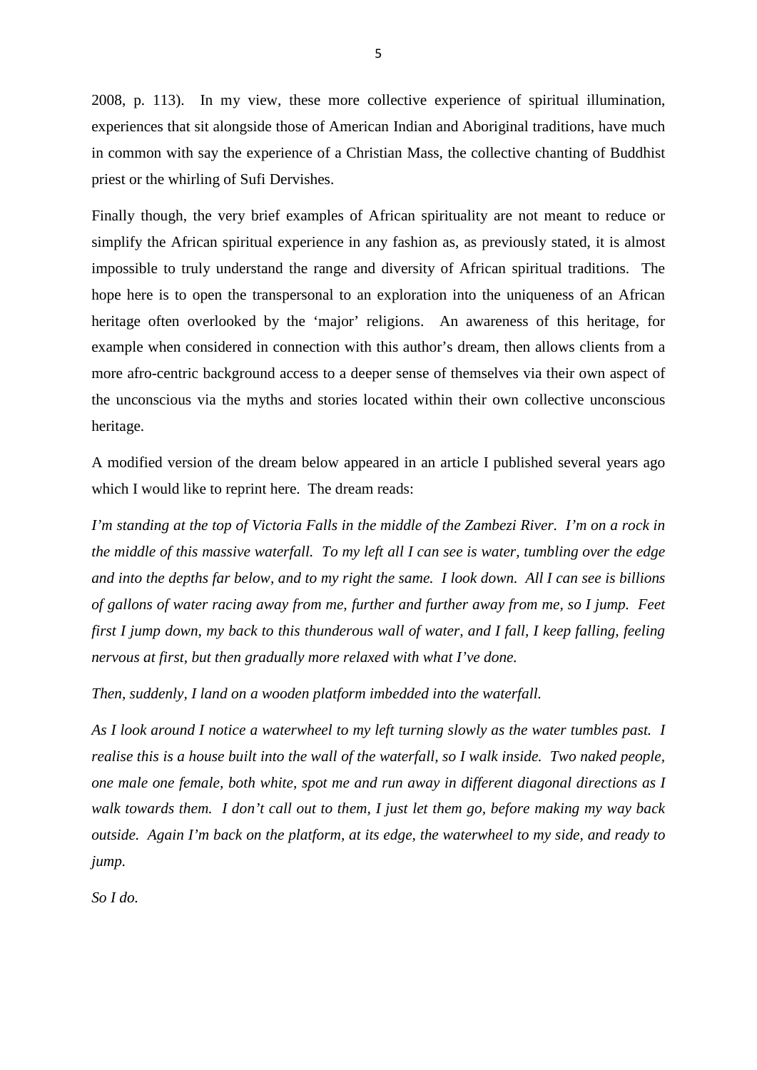2008, p. 113). In my view, these more collective experience of spiritual illumination, experiences that sit alongside those of American Indian and Aboriginal traditions, have much in common with say the experience of a Christian Mass, the collective chanting of Buddhist priest or the whirling of Sufi Dervishes.

Finally though, the very brief examples of African spirituality are not meant to reduce or simplify the African spiritual experience in any fashion as, as previously stated, it is almost impossible to truly understand the range and diversity of African spiritual traditions. The hope here is to open the transpersonal to an exploration into the uniqueness of an African heritage often overlooked by the 'major' religions. An awareness of this heritage, for example when considered in connection with this author's dream, then allows clients from a more afro-centric background access to a deeper sense of themselves via their own aspect of the unconscious via the myths and stories located within their own collective unconscious heritage.

A modified version of the dream below appeared in an article I published several years ago which I would like to reprint here. The dream reads:

*I'm standing at the top of Victoria Falls in the middle of the Zambezi River. I'm on a rock in the middle of this massive waterfall. To my left all I can see is water, tumbling over the edge and into the depths far below, and to my right the same. I look down. All I can see is billions of gallons of water racing away from me, further and further away from me, so I jump. Feet first I jump down, my back to this thunderous wall of water, and I fall, I keep falling, feeling nervous at first, but then gradually more relaxed with what I've done.*

*Then, suddenly, I land on a wooden platform imbedded into the waterfall.*

*As I look around I notice a waterwheel to my left turning slowly as the water tumbles past. I realise this is a house built into the wall of the waterfall, so I walk inside. Two naked people, one male one female, both white, spot me and run away in different diagonal directions as I walk towards them. I don't call out to them, I just let them go, before making my way back outside. Again I'm back on the platform, at its edge, the waterwheel to my side, and ready to jump.*

*So I do.*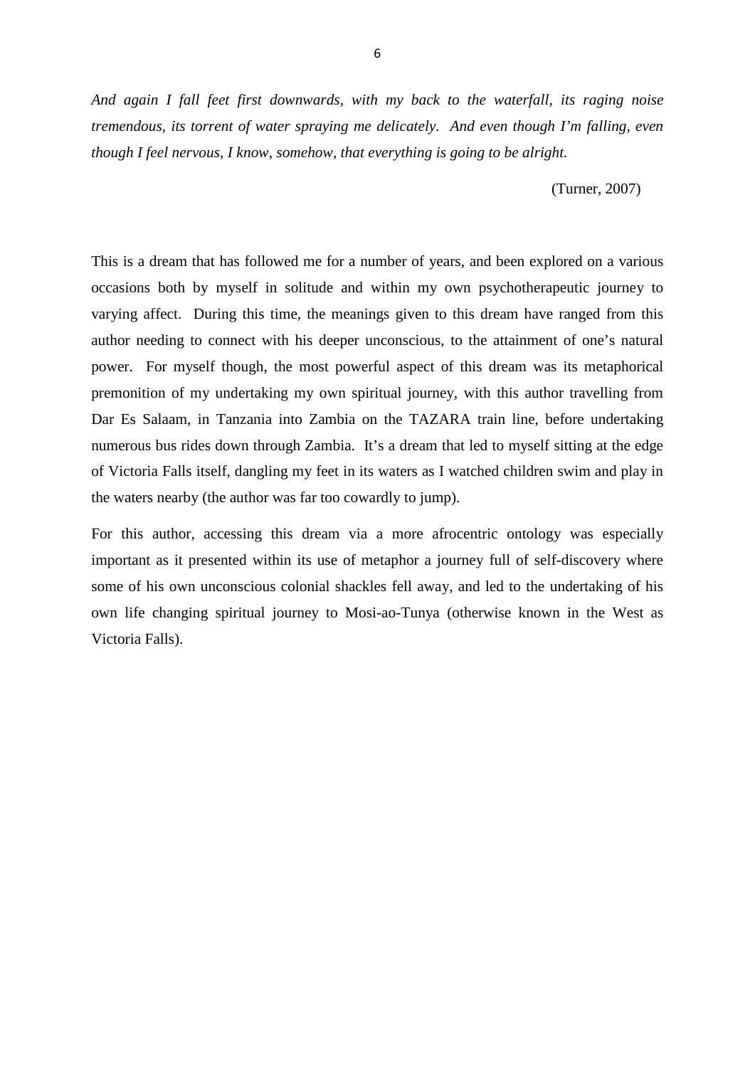*And again I fall feet first downwards, with my back to the waterfall, its raging noise tremendous, its torrent of water spraying me delicately. And even though I'm falling, even though I feel nervous, I know, somehow, that everything is going to be alright.*

(Turner, 2007)

This is a dream that has followed me for a number of years, and been explored on a various occasions both by myself in solitude and within my own psychotherapeutic journey to varying affect. During this time, the meanings given to this dream have ranged from this author needing to connect with his deeper unconscious, to the attainment of one's natural power. For myself though, the most powerful aspect of this dream was its metaphorical premonition of my undertaking my own spiritual journey, with this author travelling from Dar Es Salaam, in Tanzania into Zambia on the TAZARA train line, before undertaking numerous bus rides down through Zambia. It's a dream that led to myself sitting at the edge of Victoria Falls itself, dangling my feet in its waters as I watched children swim and play in the waters nearby (the author was far too cowardly to jump).

For this author, accessing this dream via a more afrocentric ontology was especially important as it presented within its use of metaphor a journey full of self-discovery where some of his own unconscious colonial shackles fell away, and led to the undertaking of his own life changing spiritual journey to Mosi-ao-Tunya (otherwise known in the West as Victoria Falls).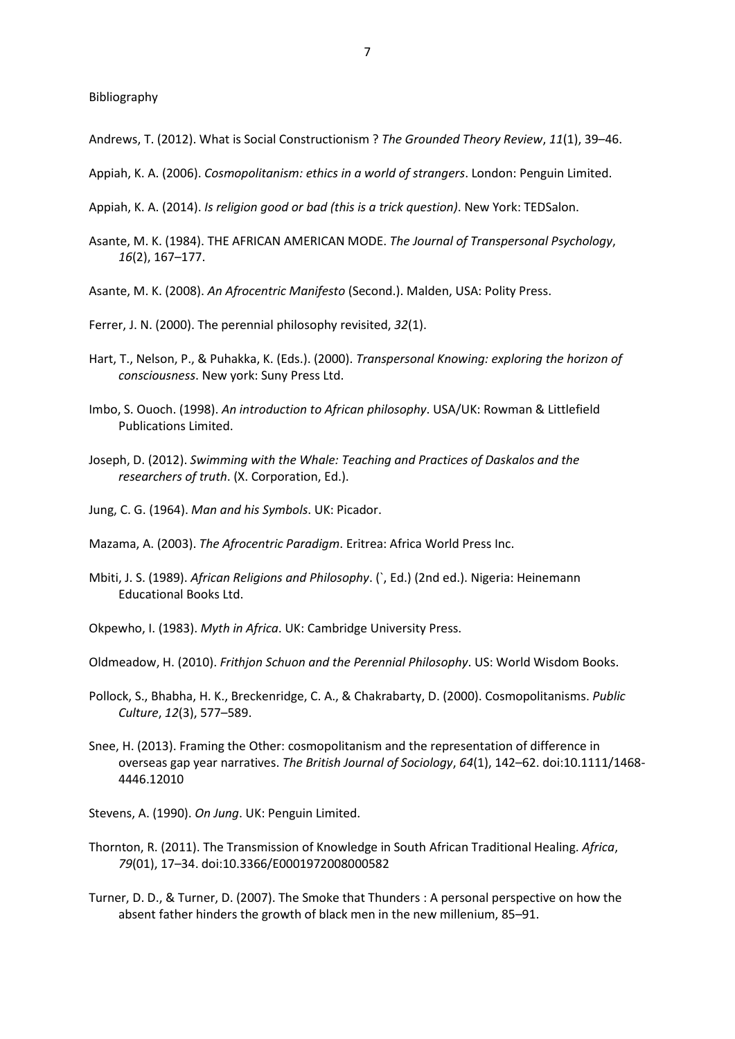Bibliography

Andrews, T. (2012). What is Social Constructionism ? *The Grounded Theory Review*, *11*(1), 39–46.

Appiah, K. A. (2006). *Cosmopolitanism: ethics in a world of strangers*. London: Penguin Limited.

Appiah, K. A. (2014). *Is religion good or bad (this is a trick question)*. New York: TEDSalon.

Asante, M. K. (1984). THE AFRICAN AMERICAN MODE. *The Journal of Transpersonal Psychology*, *16*(2), 167–177.

Asante, M. K. (2008). *An Afrocentric Manifesto* (Second.). Malden, USA: Polity Press.

Ferrer, J. N. (2000). The perennial philosophy revisited, *32*(1).

Hart, T., Nelson, P., & Puhakka, K. (Eds.). (2000). *Transpersonal Knowing: exploring the horizon of consciousness*. New york: Suny Press Ltd.

Imbo, S. Ouoch. (1998). *An introduction to African philosophy*. USA/UK: Rowman & Littlefield Publications Limited.

Joseph, D. (2012). *Swimming with the Whale: Teaching and Practices of Daskalos and the researchers of truth*. (X. Corporation, Ed.).

Jung, C. G. (1964). *Man and his Symbols*. UK: Picador.

Mazama, A. (2003). *The Afrocentric Paradigm*. Eritrea: Africa World Press Inc.

Mbiti, J. S. (1989). *African Religions and Philosophy*. (`, Ed.) (2nd ed.). Nigeria: Heinemann Educational Books Ltd.

Okpewho, I. (1983). *Myth in Africa*. UK: Cambridge University Press.

Oldmeadow, H. (2010). *Frithjon Schuon and the Perennial Philosophy*. US: World Wisdom Books.

Pollock, S., Bhabha, H. K., Breckenridge, C. A., & Chakrabarty, D. (2000). Cosmopolitanisms. *Public Culture*, *12*(3), 577–589.

Snee, H. (2013). Framing the Other: cosmopolitanism and the representation of difference in overseas gap year narratives. *The British Journal of Sociology*, *64*(1), 142–62. doi:10.1111/1468-4446.12010

Stevens, A. (1990). *On Jung*. UK: Penguin Limited.

Thornton, R. (2011). The Transmission of Knowledge in South African Traditional Healing. *Africa*, *79*(01), 17–34. doi:10.3366/E0001972008000582

Turner, D. D., & Turner, D. (2007). The Smoke that Thunders : A personal perspective on how the absent father hinders the growth of black men in the new millenium, 85–91.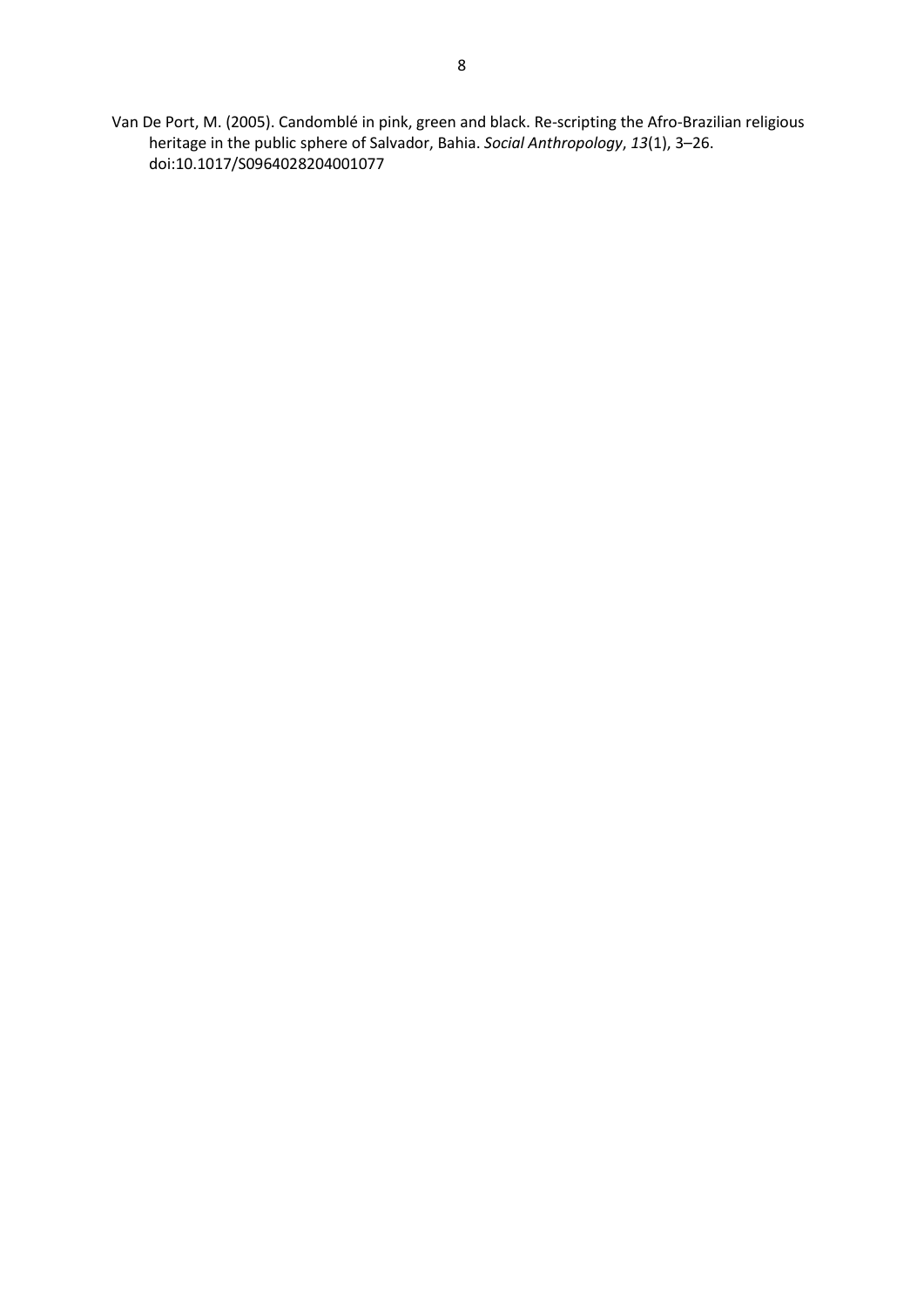Van De Port, M. (2005). Candomblé in pink, green and black. Re-scripting the Afro-Brazilian religious heritage in the public sphere of Salvador, Bahia. *Social Anthropology*, *13*(1), 3–26. doi:10.1017/S0964028204001077